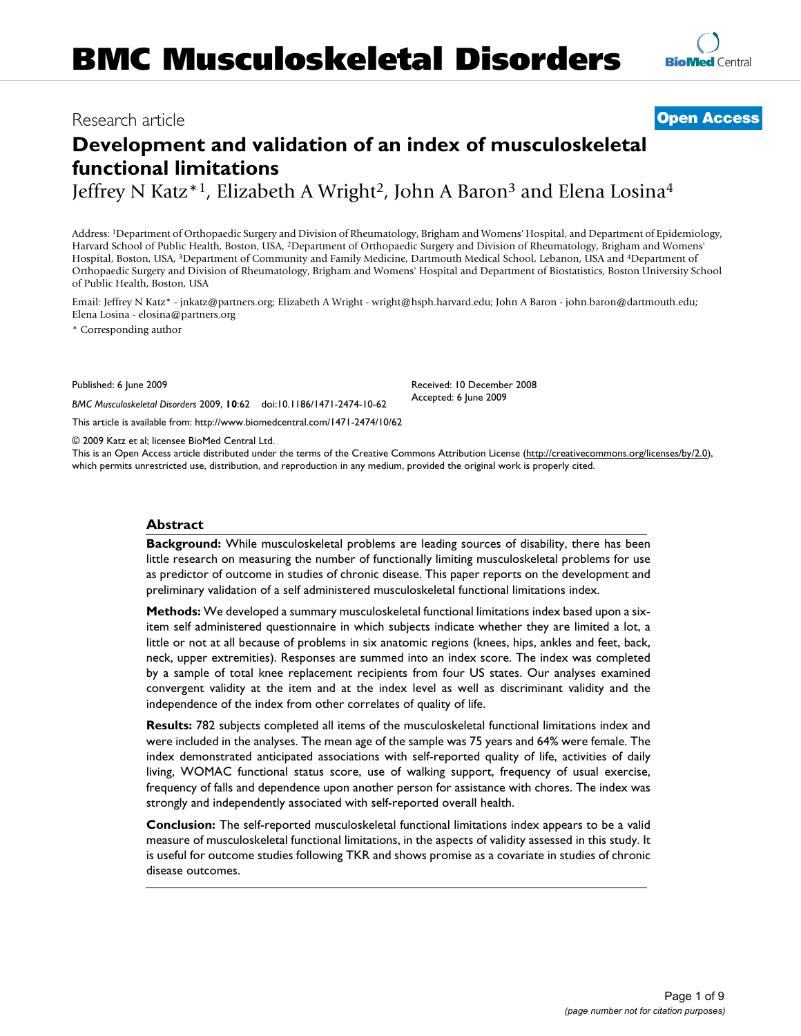# BMC Musculoskeletal Disorders

Research article

**Open Access**

## Development and validation of an index of musculoskeletal functional limitations

Jeffrey N Katz*[1], Elizabeth A Wright[2], John A Baron[3] and Elena Losina[4]

Address: [1]Department of Orthopaedic Surgery and Division of Rheumatology, Brigham and Womens' Hospital, and Department of Epidemiology, Harvard School of Public Health, Boston, USA, [2]Department of Orthopaedic Surgery and Division of Rheumatology, Brigham and Womens' Hospital, Boston, USA, [3]Department of Community and Family Medicine, Dartmouth Medical School, Lebanon, USA and [4]Department of Orthopaedic Surgery and Division of Rheumatology, Brigham and Womens' Hospital and Department of Biostatistics, Boston University School of Public Health, Boston, USA

Email: Jeffrey N Katz* - jnkatz@partners.org; Elizabeth A Wright - wright@hsph.harvard.edu; John A Baron - john.baron@dartmouth.edu; Elena Losina - elosina@partners.org

* Corresponding author

Published: 6 June 2009

*BMC Musculoskeletal Disorders* 2009, **10**:62 doi:10.1186/1471-2474-10-62

Received: 10 December 2008
Accepted: 6 June 2009

This article is available from: http://www.biomedcentral.com/1471-2474/10/62

© 2009 Katz et al; licensee BioMed Central Ltd.
This is an Open Access article distributed under the terms of the Creative Commons Attribution License (http://creativecommons.org/licenses/by/2.0), which permits unrestricted use, distribution, and reproduction in any medium, provided the original work is properly cited.

### Abstract

**Background:** While musculoskeletal problems are leading sources of disability, there has been little research on measuring the number of functionally limiting musculoskeletal problems for use as predictor of outcome in studies of chronic disease. This paper reports on the development and preliminary validation of a self administered musculoskeletal functional limitations index.

**Methods:** We developed a summary musculoskeletal functional limitations index based upon a six-item self administered questionnaire in which subjects indicate whether they are limited a lot, a little or not at all because of problems in six anatomic regions (knees, hips, ankles and feet, back, neck, upper extremities). Responses are summed into an index score. The index was completed by a sample of total knee replacement recipients from four US states. Our analyses examined convergent validity at the item and at the index level as well as discriminant validity and the independence of the index from other correlates of quality of life.

**Results:** 782 subjects completed all items of the musculoskeletal functional limitations index and were included in the analyses. The mean age of the sample was 75 years and 64% were female. The index demonstrated anticipated associations with self-reported quality of life, activities of daily living, WOMAC functional status score, use of walking support, frequency of usual exercise, frequency of falls and dependence upon another person for assistance with chores. The index was strongly and independently associated with self-reported overall health.

**Conclusion:** The self-reported musculoskeletal functional limitations index appears to be a valid measure of musculoskeletal functional limitations, in the aspects of validity assessed in this study. It is useful for outcome studies following TKR and shows promise as a covariate in studies of chronic disease outcomes.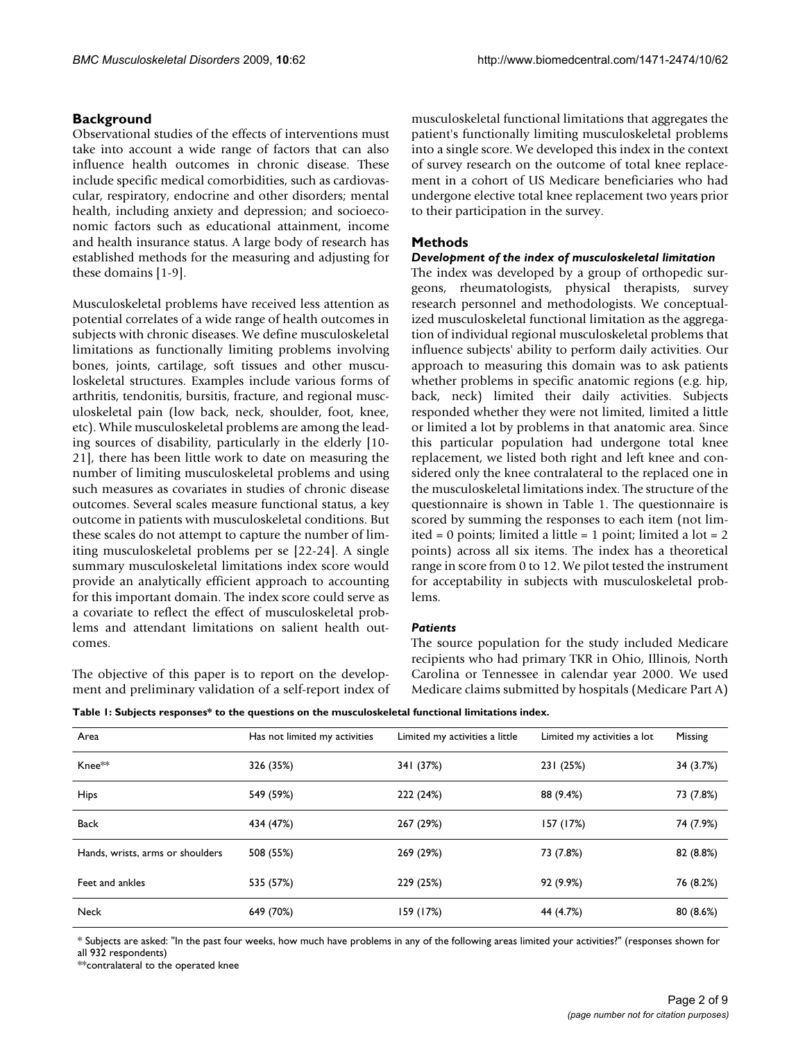## Background

Observational studies of the effects of interventions must take into account a wide range of factors that can also influence health outcomes in chronic disease. These include specific medical comorbidities, such as cardiovascular, respiratory, endocrine and other disorders; mental health, including anxiety and depression; and socioeconomic factors such as educational attainment, income and health insurance status. A large body of research has established methods for the measuring and adjusting for these domains [1-9].

Musculoskeletal problems have received less attention as potential correlates of a wide range of health outcomes in subjects with chronic diseases. We define musculoskeletal limitations as functionally limiting problems involving bones, joints, cartilage, soft tissues and other musculoskeletal structures. Examples include various forms of arthritis, tendonitis, bursitis, fracture, and regional musculoskeletal pain (low back, neck, shoulder, foot, knee, etc). While musculoskeletal problems are among the leading sources of disability, particularly in the elderly [10-21], there has been little work to date on measuring the number of limiting musculoskeletal problems and using such measures as covariates in studies of chronic disease outcomes. Several scales measure functional status, a key outcome in patients with musculoskeletal conditions. But these scales do not attempt to capture the number of limiting musculoskeletal problems per se [22-24]. A single summary musculoskeletal limitations index score would provide an analytically efficient approach to accounting for this important domain. The index score could serve as a covariate to reflect the effect of musculoskeletal problems and attendant limitations on salient health outcomes.

The objective of this paper is to report on the development and preliminary validation of a self-report index of musculoskeletal functional limitations that aggregates the patient's functionally limiting musculoskeletal problems into a single score. We developed this index in the context of survey research on the outcome of total knee replacement in a cohort of US Medicare beneficiaries who had undergone elective total knee replacement two years prior to their participation in the survey.

## Methods

### *Development of the index of musculoskeletal limitation*

The index was developed by a group of orthopedic surgeons, rheumatologists, physical therapists, survey research personnel and methodologists. We conceptualized musculoskeletal functional limitation as the aggregation of individual regional musculoskeletal problems that influence subjects' ability to perform daily activities. Our approach to measuring this domain was to ask patients whether problems in specific anatomic regions (e.g. hip, back, neck) limited their daily activities. Subjects responded whether they were not limited, limited a little or limited a lot by problems in that anatomic area. Since this particular population had undergone total knee replacement, we listed both right and left knee and considered only the knee contralateral to the replaced one in the musculoskeletal limitations index. The structure of the questionnaire is shown in Table 1. The questionnaire is scored by summing the responses to each item (not limited = 0 points; limited a little = 1 point; limited a lot = 2 points) across all six items. The index has a theoretical range in score from 0 to 12. We pilot tested the instrument for acceptability in subjects with musculoskeletal problems.

### *Patients*

The source population for the study included Medicare recipients who had primary TKR in Ohio, Illinois, North Carolina or Tennessee in calendar year 2000. We used Medicare claims submitted by hospitals (Medicare Part A)

**Table 1: Subjects responses* to the questions on the musculoskeletal functional limitations index.**

| Area | Has not limited my activities | Limited my activities a little | Limited my activities a lot | Missing |
|---|---|---|---|---|
| Knee** | 326 (35%) | 341 (37%) | 231 (25%) | 34 (3.7%) |
| Hips | 549 (59%) | 222 (24%) | 88 (9.4%) | 73 (7.8%) |
| Back | 434 (47%) | 267 (29%) | 157 (17%) | 74 (7.9%) |
| Hands, wrists, arms or shoulders | 508 (55%) | 269 (29%) | 73 (7.8%) | 82 (8.8%) |
| Feet and ankles | 535 (57%) | 229 (25%) | 92 (9.9%) | 76 (8.2%) |
| Neck | 649 (70%) | 159 (17%) | 44 (4.7%) | 80 (8.6%) |

* Subjects are asked: "In the past four weeks, how much have problems in any of the following areas limited your activities?" (responses shown for all 932 respondents)

**contralateral to the operated knee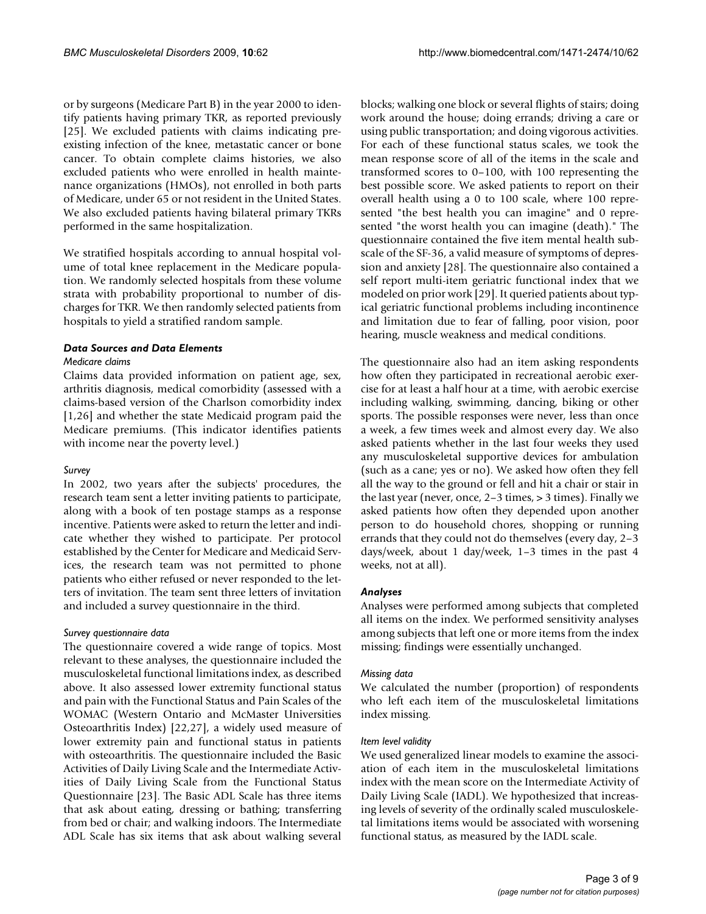or by surgeons (Medicare Part B) in the year 2000 to identify patients having primary TKR, as reported previously [25]. We excluded patients with claims indicating preexisting infection of the knee, metastatic cancer or bone cancer. To obtain complete claims histories, we also excluded patients who were enrolled in health maintenance organizations (HMOs), not enrolled in both parts of Medicare, under 65 or not resident in the United States. We also excluded patients having bilateral primary TKRs performed in the same hospitalization.

We stratified hospitals according to annual hospital volume of total knee replacement in the Medicare population. We randomly selected hospitals from these volume strata with probability proportional to number of discharges for TKR. We then randomly selected patients from hospitals to yield a stratified random sample.

### *Data Sources and Data Elements*

#### *Medicare claims*

Claims data provided information on patient age, sex, arthritis diagnosis, medical comorbidity (assessed with a claims-based version of the Charlson comorbidity index [1,26] and whether the state Medicaid program paid the Medicare premiums. (This indicator identifies patients with income near the poverty level.)

#### *Survey*

In 2002, two years after the subjects' procedures, the research team sent a letter inviting patients to participate, along with a book of ten postage stamps as a response incentive. Patients were asked to return the letter and indicate whether they wished to participate. Per protocol established by the Center for Medicare and Medicaid Services, the research team was not permitted to phone patients who either refused or never responded to the letters of invitation. The team sent three letters of invitation and included a survey questionnaire in the third.

#### *Survey questionnaire data*

The questionnaire covered a wide range of topics. Most relevant to these analyses, the questionnaire included the musculoskeletal functional limitations index, as described above. It also assessed lower extremity functional status and pain with the Functional Status and Pain Scales of the WOMAC (Western Ontario and McMaster Universities Osteoarthritis Index) [22,27], a widely used measure of lower extremity pain and functional status in patients with osteoarthritis. The questionnaire included the Basic Activities of Daily Living Scale and the Intermediate Activities of Daily Living Scale from the Functional Status Questionnaire [23]. The Basic ADL Scale has three items that ask about eating, dressing or bathing; transferring from bed or chair; and walking indoors. The Intermediate ADL Scale has six items that ask about walking several blocks; walking one block or several flights of stairs; doing work around the house; doing errands; driving a care or using public transportation; and doing vigorous activities. For each of these functional status scales, we took the mean response score of all of the items in the scale and transformed scores to 0–100, with 100 representing the best possible score. We asked patients to report on their overall health using a 0 to 100 scale, where 100 represented "the best health you can imagine" and 0 represented "the worst health you can imagine (death)." The questionnaire contained the five item mental health subscale of the SF-36, a valid measure of symptoms of depression and anxiety [28]. The questionnaire also contained a self report multi-item geriatric functional index that we modeled on prior work [29]. It queried patients about typical geriatric functional problems including incontinence and limitation due to fear of falling, poor vision, poor hearing, muscle weakness and medical conditions.

The questionnaire also had an item asking respondents how often they participated in recreational aerobic exercise for at least a half hour at a time, with aerobic exercise including walking, swimming, dancing, biking or other sports. The possible responses were never, less than once a week, a few times week and almost every day. We also asked patients whether in the last four weeks they used any musculoskeletal supportive devices for ambulation (such as a cane; yes or no). We asked how often they fell all the way to the ground or fell and hit a chair or stair in the last year (never, once, 2–3 times, > 3 times). Finally we asked patients how often they depended upon another person to do household chores, shopping or running errands that they could not do themselves (every day, 2–3 days/week, about 1 day/week, 1–3 times in the past 4 weeks, not at all).

### *Analyses*

Analyses were performed among subjects that completed all items on the index. We performed sensitivity analyses among subjects that left one or more items from the index missing; findings were essentially unchanged.

#### *Missing data*

We calculated the number (proportion) of respondents who left each item of the musculoskeletal limitations index missing.

#### *Item level validity*

We used generalized linear models to examine the association of each item in the musculoskeletal limitations index with the mean score on the Intermediate Activity of Daily Living Scale (IADL). We hypothesized that increasing levels of severity of the ordinally scaled musculoskeletal limitations items would be associated with worsening functional status, as measured by the IADL scale.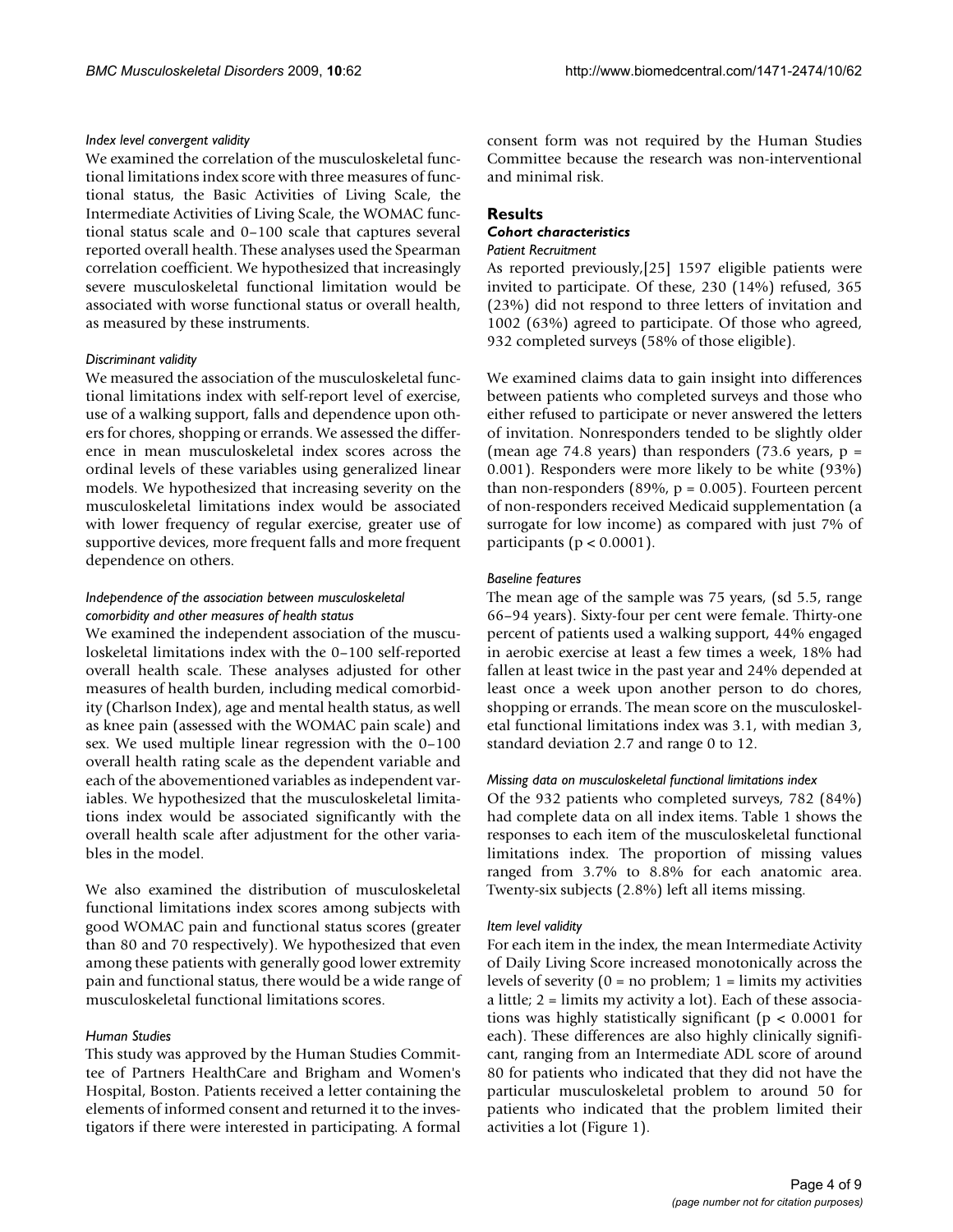*Index level convergent validity*

We examined the correlation of the musculoskeletal functional limitations index score with three measures of functional status, the Basic Activities of Living Scale, the Intermediate Activities of Living Scale, the WOMAC functional status scale and 0–100 scale that captures several reported overall health. These analyses used the Spearman correlation coefficient. We hypothesized that increasingly severe musculoskeletal functional limitation would be associated with worse functional status or overall health, as measured by these instruments.

*Discriminant validity*

We measured the association of the musculoskeletal functional limitations index with self-report level of exercise, use of a walking support, falls and dependence upon others for chores, shopping or errands. We assessed the difference in mean musculoskeletal index scores across the ordinal levels of these variables using generalized linear models. We hypothesized that increasing severity on the musculoskeletal limitations index would be associated with lower frequency of regular exercise, greater use of supportive devices, more frequent falls and more frequent dependence on others.

*Independence of the association between musculoskeletal comorbidity and other measures of health status*

We examined the independent association of the musculoskeletal limitations index with the 0–100 self-reported overall health scale. These analyses adjusted for other measures of health burden, including medical comorbidity (Charlson Index), age and mental health status, as well as knee pain (assessed with the WOMAC pain scale) and sex. We used multiple linear regression with the 0–100 overall health rating scale as the dependent variable and each of the abovementioned variables as independent variables. We hypothesized that the musculoskeletal limitations index would be associated significantly with the overall health scale after adjustment for the other variables in the model.

We also examined the distribution of musculoskeletal functional limitations index scores among subjects with good WOMAC pain and functional status scores (greater than 80 and 70 respectively). We hypothesized that even among these patients with generally good lower extremity pain and functional status, there would be a wide range of musculoskeletal functional limitations scores.

*Human Studies*

This study was approved by the Human Studies Committee of Partners HealthCare and Brigham and Women's Hospital, Boston. Patients received a letter containing the elements of informed consent and returned it to the investigators if there were interested in participating. A formal consent form was not required by the Human Studies Committee because the research was non-interventional and minimal risk.

## Results

### *Cohort characteristics*

*Patient Recruitment*

As reported previously,[25] 1597 eligible patients were invited to participate. Of these, 230 (14%) refused, 365 (23%) did not respond to three letters of invitation and 1002 (63%) agreed to participate. Of those who agreed, 932 completed surveys (58% of those eligible).

We examined claims data to gain insight into differences between patients who completed surveys and those who either refused to participate or never answered the letters of invitation. Nonresponders tended to be slightly older (mean age 74.8 years) than responders (73.6 years, $p = 0.001$). Responders were more likely to be white (93%) than non-responders (89%, $p = 0.005$). Fourteen percent of non-responders received Medicaid supplementation (a surrogate for low income) as compared with just 7% of participants ($p < 0.0001$).

*Baseline features*

The mean age of the sample was 75 years, (sd 5.5, range 66–94 years). Sixty-four per cent were female. Thirty-one percent of patients used a walking support, 44% engaged in aerobic exercise at least a few times a week, 18% had fallen at least twice in the past year and 24% depended at least once a week upon another person to do chores, shopping or errands. The mean score on the musculoskeletal functional limitations index was 3.1, with median 3, standard deviation 2.7 and range 0 to 12.

*Missing data on musculoskeletal functional limitations index*

Of the 932 patients who completed surveys, 782 (84%) had complete data on all index items. Table 1 shows the responses to each item of the musculoskeletal functional limitations index. The proportion of missing values ranged from 3.7% to 8.8% for each anatomic area. Twenty-six subjects (2.8%) left all items missing.

*Item level validity*

For each item in the index, the mean Intermediate Activity of Daily Living Score increased monotonically across the levels of severity (0 = no problem; 1 = limits my activities a little; 2 = limits my activity a lot). Each of these associations was highly statistically significant ($p < 0.0001$ for each). These differences are also highly clinically significant, ranging from an Intermediate ADL score of around 80 for patients who indicated that they did not have the particular musculoskeletal problem to around 50 for patients who indicated that the problem limited their activities a lot (Figure 1).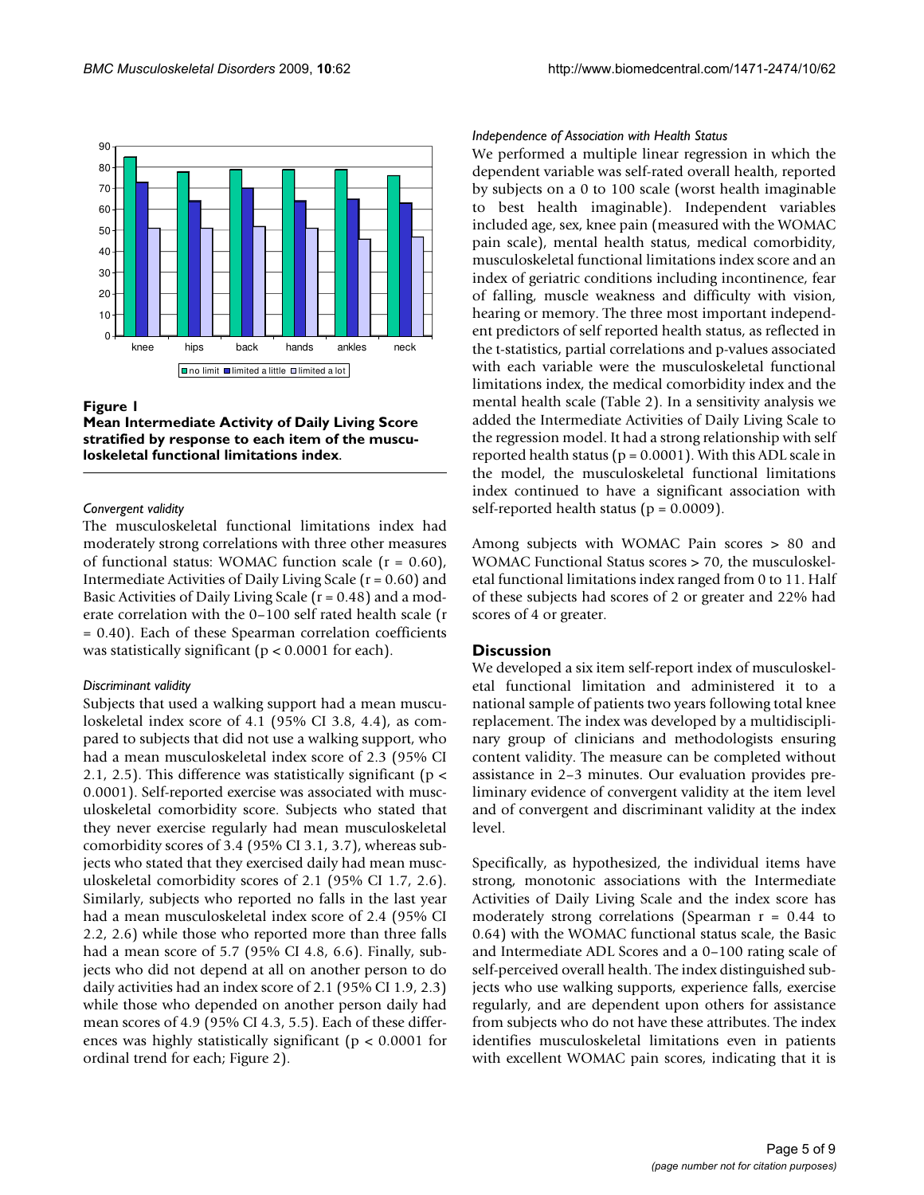**Figure 1**
**Mean Intermediate Activity of Daily Living Score stratified by response to each item of the musculoskeletal functional limitations index.**

*Convergent validity*

The musculoskeletal functional limitations index had moderately strong correlations with three other measures of functional status: WOMAC function scale ($r = 0.60$), Intermediate Activities of Daily Living Scale ($r = 0.60$) and Basic Activities of Daily Living Scale ($r = 0.48$) and a moderate correlation with the 0–100 self rated health scale ($r = 0.40$). Each of these Spearman correlation coefficients was statistically significant ($p < 0.0001$ for each).

*Discriminant validity*

Subjects that used a walking support had a mean musculoskeletal index score of 4.1 (95% CI 3.8, 4.4), as compared to subjects that did not use a walking support, who had a mean musculoskeletal index score of 2.3 (95% CI 2.1, 2.5). This difference was statistically significant ($p < 0.0001$). Self-reported exercise was associated with musculoskeletal comorbidity score. Subjects who stated that they never exercise regularly had mean musculoskeletal comorbidity scores of 3.4 (95% CI 3.1, 3.7), whereas subjects who stated that they exercised daily had mean musculoskeletal comorbidity scores of 2.1 (95% CI 1.7, 2.6). Similarly, subjects who reported no falls in the last year had a mean musculoskeletal index score of 2.4 (95% CI 2.2, 2.6) while those who reported more than three falls had a mean score of 5.7 (95% CI 4.8, 6.6). Finally, subjects who did not depend at all on another person to do daily activities had an index score of 2.1 (95% CI 1.9, 2.3) while those who depended on another person daily had mean scores of 4.9 (95% CI 4.3, 5.5). Each of these differences was highly statistically significant ($p < 0.0001$ for ordinal trend for each; Figure 2).

*Independence of Association with Health Status*

We performed a multiple linear regression in which the dependent variable was self-rated overall health, reported by subjects on a 0 to 100 scale (worst health imaginable to best health imaginable). Independent variables included age, sex, knee pain (measured with the WOMAC pain scale), mental health status, medical comorbidity, musculoskeletal functional limitations index score and an index of geriatric conditions including incontinence, fear of falling, muscle weakness and difficulty with vision, hearing or memory. The three most important independent predictors of self reported health status, as reflected in the t-statistics, partial correlations and p-values associated with each variable were the musculoskeletal functional limitations index, the medical comorbidity index and the mental health scale (Table 2). In a sensitivity analysis we added the Intermediate Activities of Daily Living Scale to the regression model. It had a strong relationship with self reported health status ($p = 0.0001$). With this ADL scale in the model, the musculoskeletal functional limitations index continued to have a significant association with self-reported health status ($p = 0.0009$).

Among subjects with WOMAC Pain scores > 80 and WOMAC Functional Status scores > 70, the musculoskeletal functional limitations index ranged from 0 to 11. Half of these subjects had scores of 2 or greater and 22% had scores of 4 or greater.

## Discussion

We developed a six item self-report index of musculoskeletal functional limitation and administered it to a national sample of patients two years following total knee replacement. The index was developed by a multidisciplinary group of clinicians and methodologists ensuring content validity. The measure can be completed without assistance in 2–3 minutes. Our evaluation provides preliminary evidence of convergent validity at the item level and of convergent and discriminant validity at the index level.

Specifically, as hypothesized, the individual items have strong, monotonic associations with the Intermediate Activities of Daily Living Scale and the index score has moderately strong correlations (Spearman $r = 0.44$ to $0.64$) with the WOMAC functional status scale, the Basic and Intermediate ADL Scores and a 0–100 rating scale of self-perceived overall health. The index distinguished subjects who use walking supports, experience falls, exercise regularly, and are dependent upon others for assistance from subjects who do not have these attributes. The index identifies musculoskeletal limitations even in patients with excellent WOMAC pain scores, indicating that it is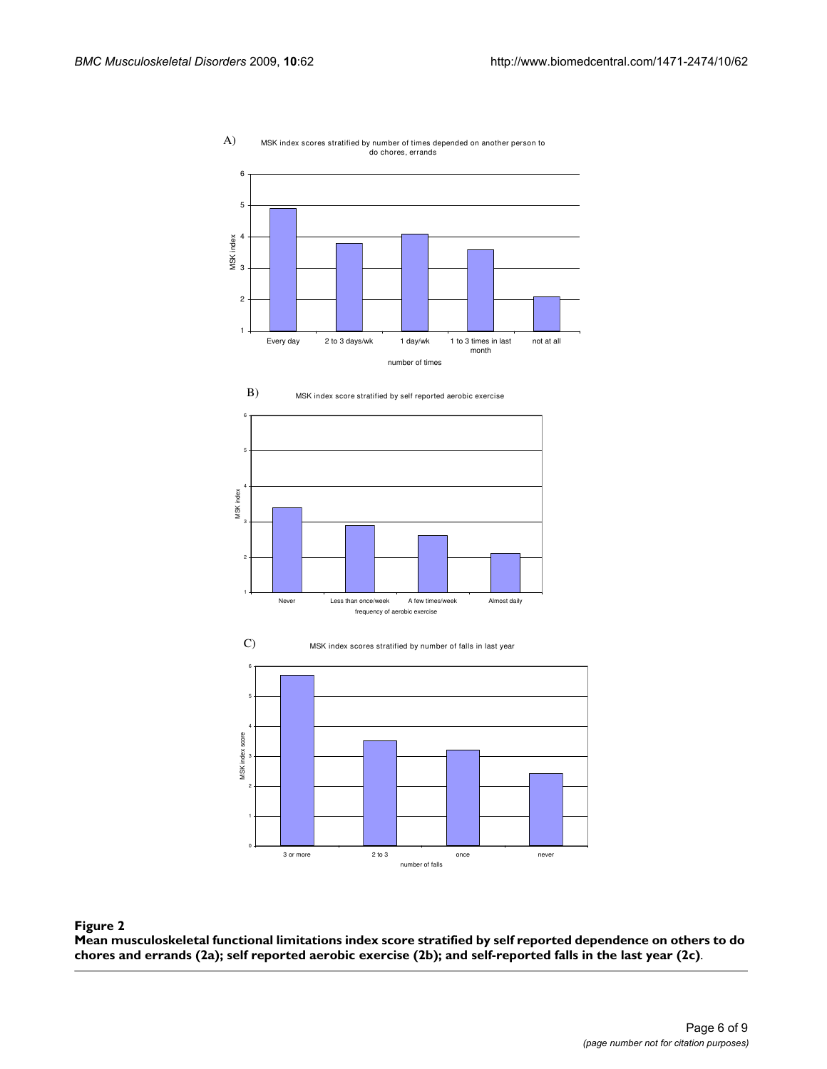A) MSK index scores stratified by number of times depended on another person to do chores, errands

B) MSK index score stratified by self reported aerobic exercise

C) MSK index scores stratified by number of falls in last year

**Figure 2**

**Mean musculoskeletal functional limitations index score stratified by self reported dependence on others to do chores and errands (2a); self reported aerobic exercise (2b); and self-reported falls in the last year (2c).**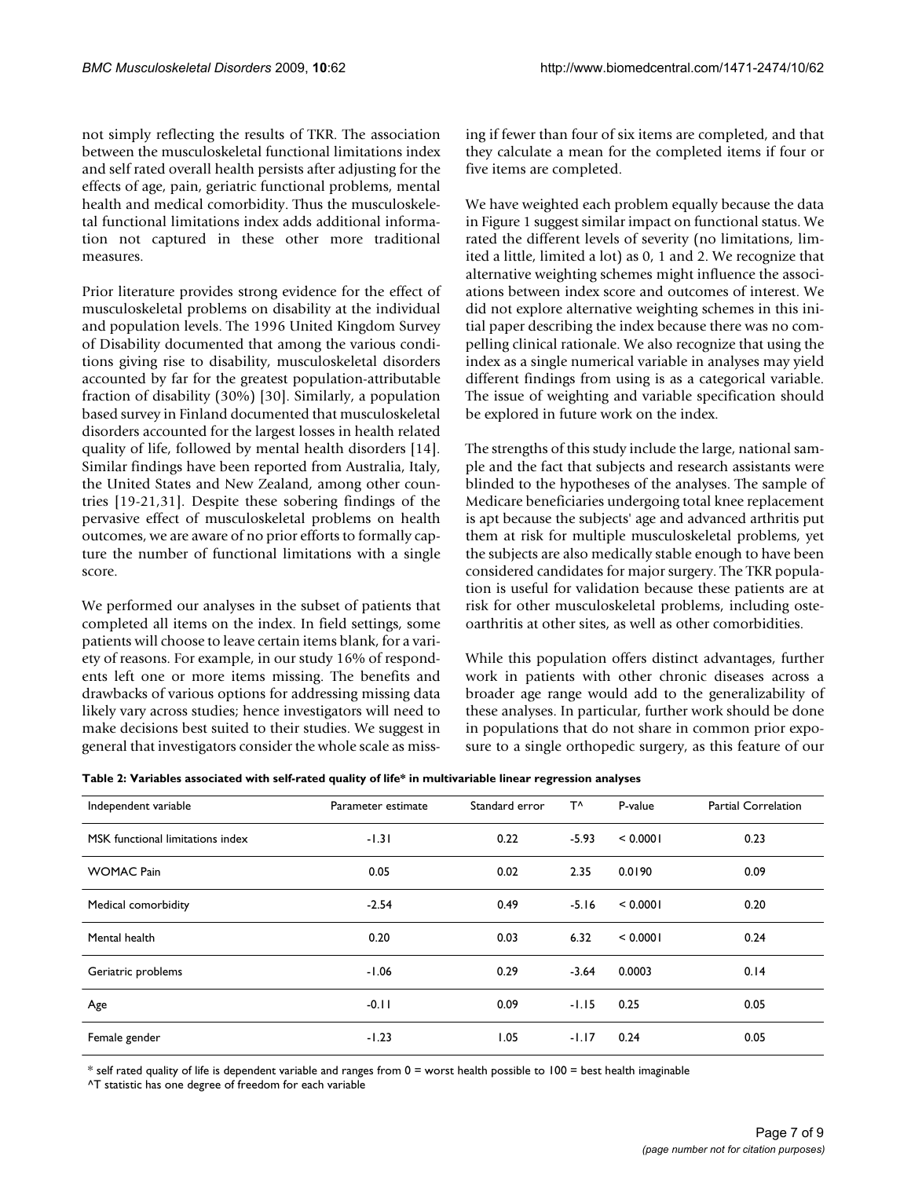not simply reflecting the results of TKR. The association between the musculoskeletal functional limitations index and self rated overall health persists after adjusting for the effects of age, pain, geriatric functional problems, mental health and medical comorbidity. Thus the musculoskeletal functional limitations index adds additional information not captured in these other more traditional measures.

Prior literature provides strong evidence for the effect of musculoskeletal problems on disability at the individual and population levels. The 1996 United Kingdom Survey of Disability documented that among the various conditions giving rise to disability, musculoskeletal disorders accounted by far for the greatest population-attributable fraction of disability (30%) [30]. Similarly, a population based survey in Finland documented that musculoskeletal disorders accounted for the largest losses in health related quality of life, followed by mental health disorders [14]. Similar findings have been reported from Australia, Italy, the United States and New Zealand, among other countries [19-21,31]. Despite these sobering findings of the pervasive effect of musculoskeletal problems on health outcomes, we are aware of no prior efforts to formally capture the number of functional limitations with a single score.

We performed our analyses in the subset of patients that completed all items on the index. In field settings, some patients will choose to leave certain items blank, for a variety of reasons. For example, in our study 16% of respondents left one or more items missing. The benefits and drawbacks of various options for addressing missing data likely vary across studies; hence investigators will need to make decisions best suited to their studies. We suggest in general that investigators consider the whole scale as missing if fewer than four of six items are completed, and that they calculate a mean for the completed items if four or five items are completed.

We have weighted each problem equally because the data in Figure 1 suggest similar impact on functional status. We rated the different levels of severity (no limitations, limited a little, limited a lot) as 0, 1 and 2. We recognize that alternative weighting schemes might influence the associations between index score and outcomes of interest. We did not explore alternative weighting schemes in this initial paper describing the index because there was no compelling clinical rationale. We also recognize that using the index as a single numerical variable in analyses may yield different findings from using is as a categorical variable. The issue of weighting and variable specification should be explored in future work on the index.

The strengths of this study include the large, national sample and the fact that subjects and research assistants were blinded to the hypotheses of the analyses. The sample of Medicare beneficiaries undergoing total knee replacement is apt because the subjects' age and advanced arthritis put them at risk for multiple musculoskeletal problems, yet the subjects are also medically stable enough to have been considered candidates for major surgery. The TKR population is useful for validation because these patients are at risk for other musculoskeletal problems, including osteoarthritis at other sites, as well as other comorbidities.

While this population offers distinct advantages, further work in patients with other chronic diseases across a broader age range would add to the generalizability of these analyses. In particular, further work should be done in populations that do not share in common prior exposure to a single orthopedic surgery, as this feature of our

**Table 2: Variables associated with self-rated quality of life* in multivariable linear regression analyses**

| Independent variable | Parameter estimate | Standard error | T^ | P-value | Partial Correlation |
|---|---|---|---|---|---|
| MSK functional limitations index | -1.31 | 0.22 | -5.93 | < 0.0001 | 0.23 |
| WOMAC Pain | 0.05 | 0.02 | 2.35 | 0.0190 | 0.09 |
| Medical comorbidity | -2.54 | 0.49 | -5.16 | < 0.0001 | 0.20 |
| Mental health | 0.20 | 0.03 | 6.32 | < 0.0001 | 0.24 |
| Geriatric problems | -1.06 | 0.29 | -3.64 | 0.0003 | 0.14 |
| Age | -0.11 | 0.09 | -1.15 | 0.25 | 0.05 |
| Female gender | -1.23 | 1.05 | -1.17 | 0.24 | 0.05 |

* self rated quality of life is dependent variable and ranges from 0 = worst health possible to 100 = best health imaginable

^T statistic has one degree of freedom for each variable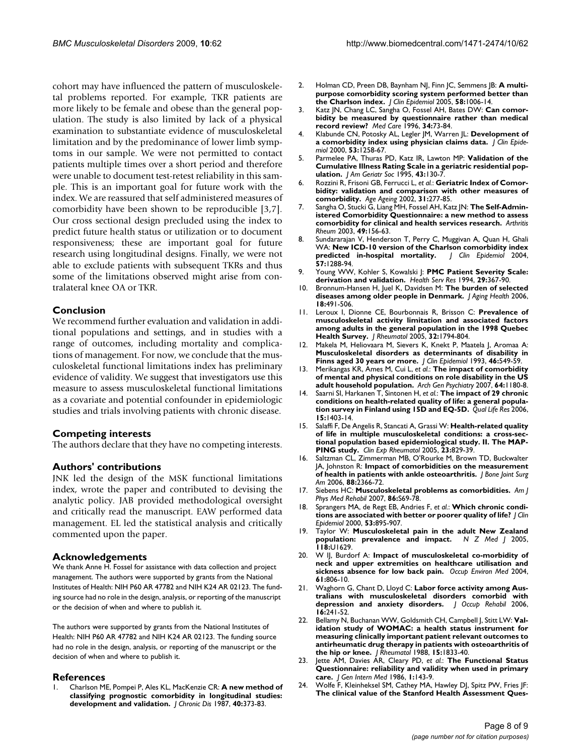cohort may have influenced the pattern of musculoskeletal problems reported. For example, TKR patients are more likely to be female and obese than the general population. The study is also limited by lack of a physical examination to substantiate evidence of musculoskeletal limitation and by the predominance of lower limb symptoms in our sample. We were not permitted to contact patients multiple times over a short period and therefore were unable to document test-retest reliability in this sample. This is an important goal for future work with the index. We are reassured that self administered measures of comorbidity have been shown to be reproducible [3,7]. Our cross sectional design precluded using the index to predict future health status or utilization or to document responsiveness; these are important goal for future research using longitudinal designs. Finally, we were not able to exclude patients with subsequent TKRs and thus some of the limitations observed might arise from contralateral knee OA or TKR.

## Conclusion

We recommend further evaluation and validation in additional populations and settings, and in studies with a range of outcomes, including mortality and complications of management. For now, we conclude that the musculoskeletal functional limitations index has preliminary evidence of validity. We suggest that investigators use this measure to assess musculoskeletal functional limitations as a covariate and potential confounder in epidemiologic studies and trials involving patients with chronic disease.

## Competing interests

The authors declare that they have no competing interests.

## Authors' contributions

JNK led the design of the MSK functional limitations index, wrote the paper and contributed to devising the analytic policy. JAB provided methodological oversight and critically read the manuscript. EAW performed data management. EL led the statistical analysis and critically commented upon the paper.

## Acknowledgements

We thank Anne H. Fossel for assistance with data collection and project management. The authors were supported by grants from the National Institutes of Health: NIH P60 AR 47782 and NIH K24 AR 02123. The funding source had no role in the design, analysis, or reporting of the manuscript or the decision of when and where to publish it.

The authors were supported by grants from the National Institutes of Health: NIH P60 AR 47782 and NIH K24 AR 02123. The funding source had no role in the design, analysis, or reporting of the manuscript or the decision of when and where to publish it.

## References

1. Charlson ME, Pompei P, Ales KL, MacKenzie CR: **A new method of classifying prognostic comorbidity in longitudinal studies: development and validation.** *J Chronic Dis* 1987, **40:**373-83.
2. Holman CD, Preen DB, Baynham NJ, Finn JC, Semmens JB: **A multi-purpose comorbidity scoring system performed better than the Charlson index.** *J Clin Epidemiol* 2005, **58:**1006-14.
3. Katz JN, Chang LC, Sangha O, Fossel AH, Bates DW: **Can comorbidity be measured by questionnaire rather than medical record review?** *Med Care* 1996, **34:**73-84.
4. Klabunde CN, Potosky AL, Legler JM, Warren JL: **Development of a comorbidity index using physician claims data.** *J Clin Epidemiol* 2000, **53:**1258-67.
5. Parmelee PA, Thuras PD, Katz IR, Lawton MP: **Validation of the Cumulative Illness Rating Scale in a geriatric residential population.** *J Am Geriatr Soc* 1995, **43:**130-7.
6. Rozzini R, Frisoni GB, Ferrucci L, *et al.*: **Geriatric Index of Comorbidity: validation and comparison with other measures of comorbidity.** *Age Ageing* 2002, **31:**277-85.
7. Sangha O, Stucki G, Liang MH, Fossel AH, Katz JN: **The Self-Administered Comorbidity Questionnaire: a new method to assess comorbidity for clinical and health services research.** *Arthritis Rheum* 2003, **49:**156-63.
8. Sundararajan V, Henderson T, Perry C, Muggivan A, Quan H, Ghali WA: **New ICD-10 version of the Charlson comorbidity index predicted in-hospital mortality.** *J Clin Epidemiol* 2004, **57:**1288-94.
9. Young WW, Kohler S, Kowalski J: **PMC Patient Severity Scale: derivation and validation.** *Health Serv Res* 1994, **29:**367-90.
10. Bronnum-Hansen H, Juel K, Davidsen M: **The burden of selected diseases among older people in Denmark.** *J Aging Health* 2006, **18:**491-506.
11. Leroux I, Dionne CE, Bourbonnais R, Brisson C: **Prevalence of musculoskeletal activity limitation and associated factors among adults in the general population in the 1998 Quebec Health Survey.** *J Rheumatol* 2005, **32:**1794-804.
12. Makela M, Heliovaara M, Sievers K, Knekt P, Maatela J, Aromaa A: **Musculoskeletal disorders as determinants of disability in Finns aged 30 years or more.** *J Clin Epidemiol* 1993, **46:**549-59.
13. Merikangas KR, Ames M, Cui L, *et al.*: **The impact of comorbidity of mental and physical conditions on role disability in the US adult household population.** *Arch Gen Psychiatry* 2007, **64:**1180-8.
14. Saarni SI, Harkanen T, Sintonen H, *et al.*: **The impact of 29 chronic conditions on health-related quality of life: a general population survey in Finland using 15D and EQ-5D.** *Qual Life Res* 2006, **15:**1403-14.
15. Salaffi F, De Angelis R, Stancati A, Grassi W: **Health-related quality of life in multiple musculoskeletal conditions: a cross-sectional population based epidemiological study. II. The MAPPING study.** *Clin Exp Rheumatol* 2005, **23:**829-39.
16. Saltzman CL, Zimmerman MB, O'Rourke M, Brown TD, Buckwalter JA, Johnston R: **Impact of comorbidities on the measurement of health in patients with ankle osteoarthritis.** *J Bone Joint Surg Am* 2006, **88:**2366-72.
17. Siebens HC: **Musculoskeletal problems as comorbidities.** *Am J Phys Med Rehabil* 2007, **86:**S69-78.
18. Sprangers MA, de Regt EB, Andries F, *et al.*: **Which chronic conditions are associated with better or poorer quality of life?** *J Clin Epidemiol* 2000, **53:**895-907.
19. Taylor W: **Musculoskeletal pain in the adult New Zealand population: prevalence and impact.** *N Z Med J* 2005, **118:**U1629.
20. W IJ, Burdorf A: **Impact of musculoskeletal co-morbidity of neck and upper extremities on healthcare utilisation and sickness absence for low back pain.** *Occup Environ Med* 2004, **61:**806-10.
21. Waghorn G, Chant D, Lloyd C: **Labor force activity among Australians with musculoskeletal disorders comorbid with depression and anxiety disorders.** *J Occup Rehabil* 2006, **16:**241-52.
22. Bellamy N, Buchanan WW, Goldsmith CH, Campbell J, Stitt LW: **Validation study of WOMAC: a health status instrument for measuring clinically important patient relevant outcomes to antirheumatic drug therapy in patients with osteoarthritis of the hip or knee.** *J Rheumatol* 1988, **15:**1833-40.
23. Jette AM, Davies AR, Cleary PD, *et al.*: **The Functional Status Questionnaire: reliability and validity when used in primary care.** *J Gen Intern Med* 1986, **1:**143-9.
24. Wolfe F, Kleinheksel SM, Cathey MA, Hawley DJ, Spitz PW, Fries JF: **The clinical value of the Stanford Health Assessment Ques-**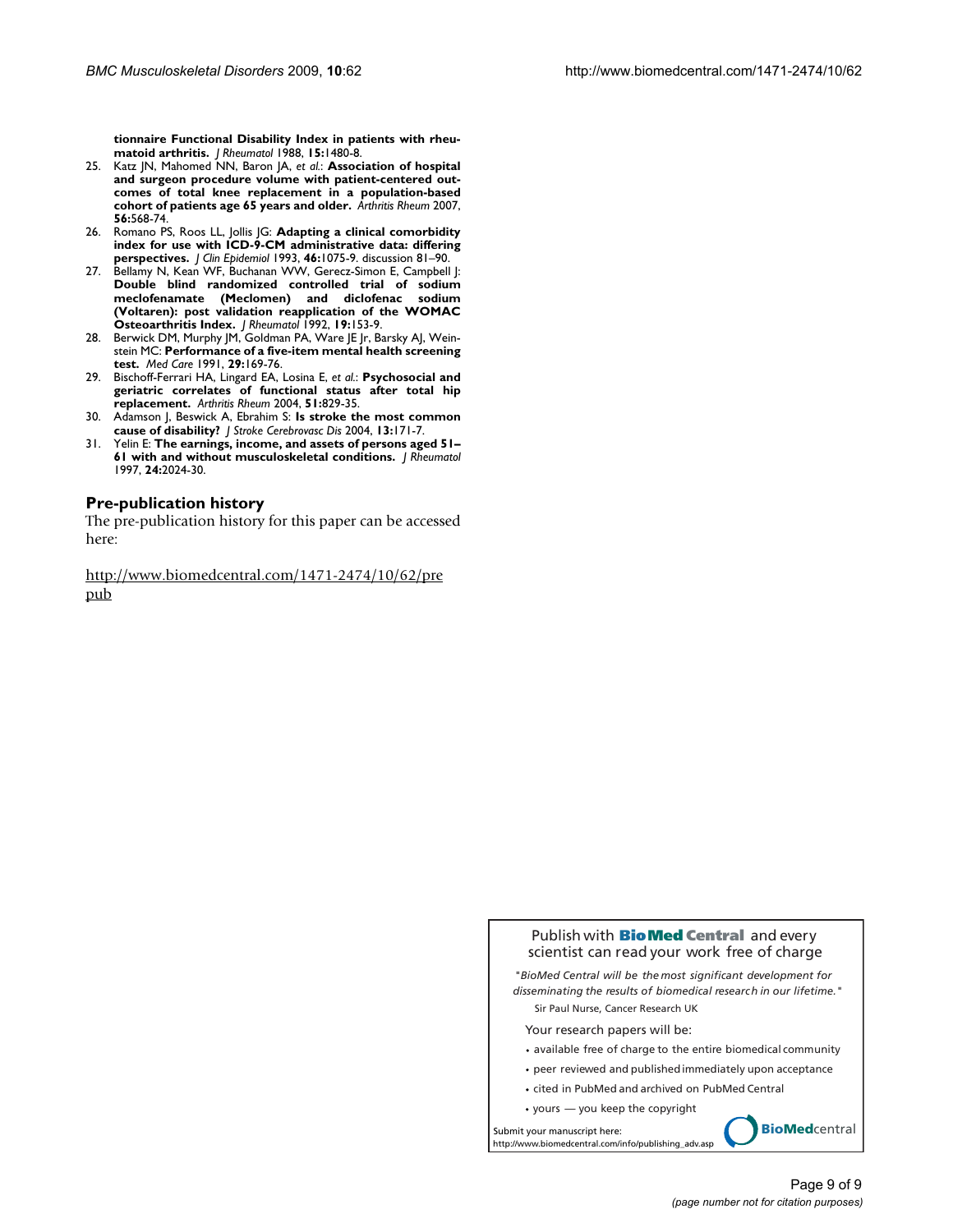tionnaire Functional Disability Index in patients with rheumatoid arthritis.** *J Rheumatol* 1988, **15:**1480-8.

25. Katz JN, Mahomed NN, Baron JA, *et al.*: **Association of hospital and surgeon procedure volume with patient-centered outcomes of total knee replacement in a population-based cohort of patients age 65 years and older.** *Arthritis Rheum* 2007, **56:**568-74.
26. Romano PS, Roos LL, Jollis JG: **Adapting a clinical comorbidity index for use with ICD-9-CM administrative data: differing perspectives.** *J Clin Epidemiol* 1993, **46:**1075-9. discussion 81–90.
27. Bellamy N, Kean WF, Buchanan WW, Gerecz-Simon E, Campbell J: **Double blind randomized controlled trial of sodium meclofenamate (Meclomen) and diclofenac sodium (Voltaren): post validation reapplication of the WOMAC Osteoarthritis Index.** *J Rheumatol* 1992, **19:**153-9.
28. Berwick DM, Murphy JM, Goldman PA, Ware JE Jr, Barsky AJ, Weinstein MC: **Performance of a five-item mental health screening test.** *Med Care* 1991, **29:**169-76.
29. Bischoff-Ferrari HA, Lingard EA, Losina E, *et al.*: **Psychosocial and geriatric correlates of functional status after total hip replacement.** *Arthritis Rheum* 2004, **51:**829-35.
30. Adamson J, Beswick A, Ebrahim S: **Is stroke the most common cause of disability?** *J Stroke Cerebrovasc Dis* 2004, **13:**171-7.
31. Yelin E: **The earnings, income, and assets of persons aged 51–61 with and without musculoskeletal conditions.** *J Rheumatol* 1997, **24:**2024-30.

## Pre-publication history

The pre-publication history for this paper can be accessed here:

http://www.biomedcentral.com/1471-2474/10/62/prepub

Publish with **BioMed Central** and every scientist can read your work free of charge

*"BioMed Central will be the most significant development for disseminating the results of biomedical research in our lifetime."*

Sir Paul Nurse, Cancer Research UK

Your research papers will be:

- available free of charge to the entire biomedical community
- peer reviewed and published immediately upon acceptance
- cited in PubMed and archived on PubMed Central
- yours — you keep the copyright

Submit your manuscript here:
http://www.biomedcentral.com/info/publishing_adv.asp

BioMedcentral